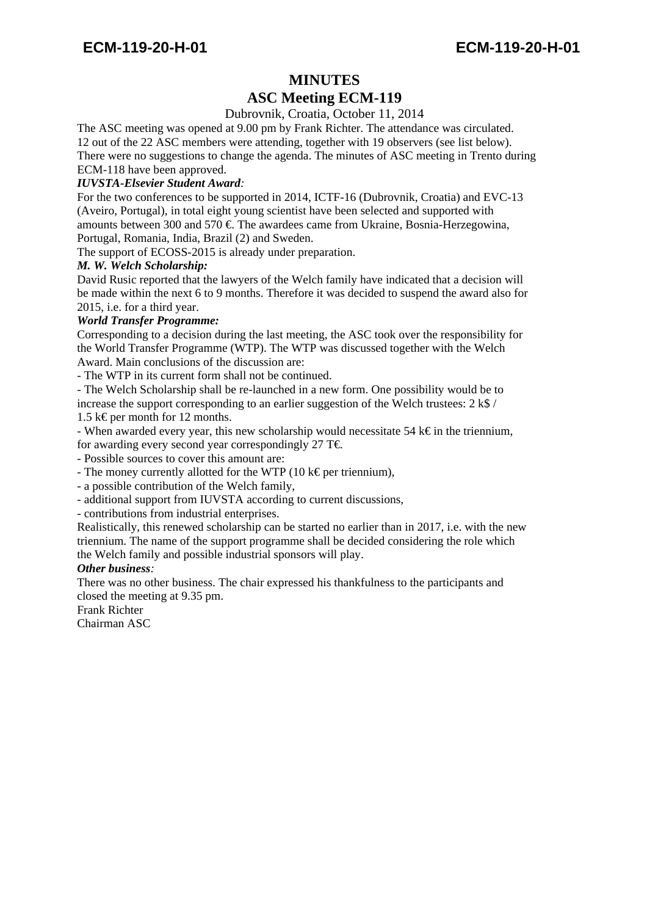# MINUTES

## ASC Meeting ECM-119

Dubrovnik, Croatia, October 11, 2014

The ASC meeting was opened at 9.00 pm by Frank Richter. The attendance was circulated. 12 out of the 22 ASC members were attending, together with 19 observers (see list below). There were no suggestions to change the agenda. The minutes of ASC meeting in Trento during ECM-118 have been approved.

***IUVSTA-Elsevier Student Award:***

For the two conferences to be supported in 2014, ICTF-16 (Dubrovnik, Croatia) and EVC-13 (Aveiro, Portugal), in total eight young scientist have been selected and supported with amounts between 300 and 570 €. The awardees came from Ukraine, Bosnia-Herzegowina, Portugal, Romania, India, Brazil (2) and Sweden.

The support of ECOSS-2015 is already under preparation.

***M. W. Welch Scholarship:***

David Rusic reported that the lawyers of the Welch family have indicated that a decision will be made within the next 6 to 9 months. Therefore it was decided to suspend the award also for 2015, i.e. for a third year.

***World Transfer Programme:***

Corresponding to a decision during the last meeting, the ASC took over the responsibility for the World Transfer Programme (WTP). The WTP was discussed together with the Welch Award. Main conclusions of the discussion are:

- The WTP in its current form shall not be continued.
- The Welch Scholarship shall be re-launched in a new form. One possibility would be to increase the support corresponding to an earlier suggestion of the Welch trustees: 2 k$ / 1.5 k€ per month for 12 months.
- When awarded every year, this new scholarship would necessitate 54 k€ in the triennium, for awarding every second year correspondingly 27 T€.
- Possible sources to cover this amount are:
- The money currently allotted for the WTP (10 k€ per triennium),
- a possible contribution of the Welch family,
- additional support from IUVSTA according to current discussions,
- contributions from industrial enterprises.

Realistically, this renewed scholarship can be started no earlier than in 2017, i.e. with the new triennium. The name of the support programme shall be decided considering the role which the Welch family and possible industrial sponsors will play.

***Other business:***

There was no other business. The chair expressed his thankfulness to the participants and closed the meeting at 9.35 pm.

Frank Richter
Chairman ASC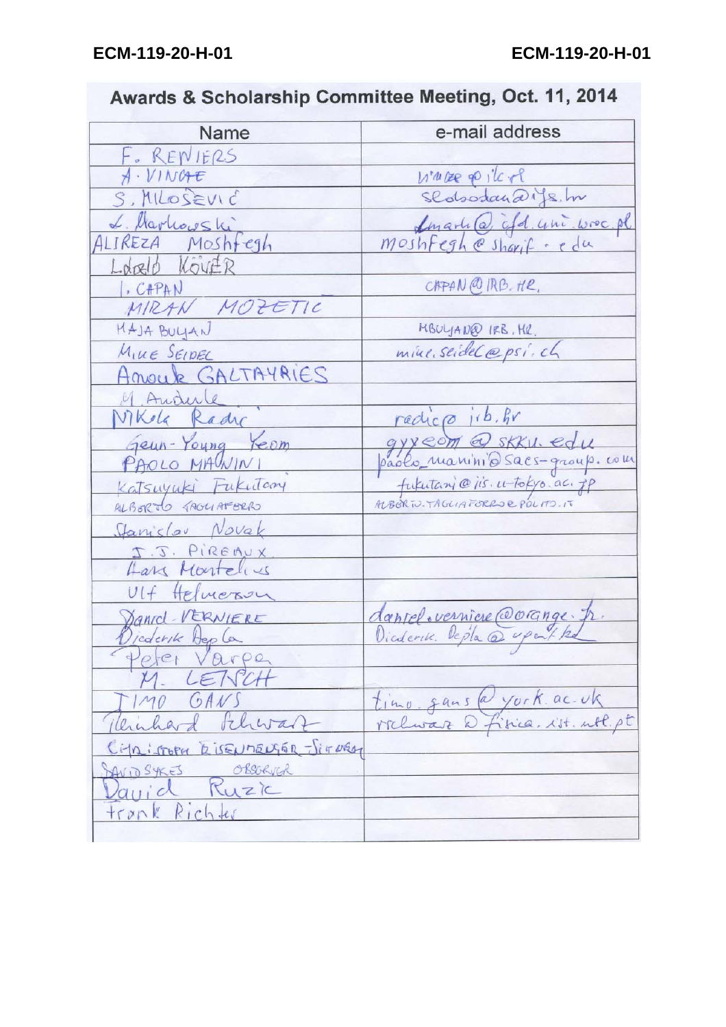## Awards & Scholarship Committee Meeting, Oct. 11, 2014

| Name | e-mail address |
|---|---|
| F. REINIERS | |
| A. VINCE | vince@ifs.hr |
| S. MILOŠEVIĆ | sleboda@ifs.hr |
| L. Markowski | lmark@ifd.uni.wroc.pl |
| ALIREZA Moshfegh | moshfegh@sharif.edu |
| László KÖVÉR | |
| I. CAPAN | CAPAN@IRB.HR |
| MIRAN MOZETIC | |
| MAJA BULJAN | MBULJAN@IRB.HR |
| MIKE SEIDEL | mike.seidel@psi.ch |
| Anouk GALTAYRIES | |
| M. Anderle | |
| Nikola Radić | radic@irb.hr |
| Geun-Young Yeom | gyyeom@skku.edu |
| PAOLO MANINI | paolo_manini@saes-group.com |
| Katsuyuki Fukutani | fukutani@iis.u-tokyo.ac.jp |
| ALBERTO TAGLIAFERRO | ALBERTO.TAGLIAFERRO@POLITO.IT |
| Stanislav Novak | |
| J.J. PIREAUX | |
| Lars Montelius | |
| Ulf Helmersson | |
| Daniel VERNIERE | daniel.verniere@orange.fr |
| Diederik Depla | Diederik.Depla@ugent.be |
| Peter Varga | |
| M. LENCH | |
| TIMO GANS | timo.gans@york.ac.uk |
| Reinhard Schwarz | rschwarz@fisica.ist.utl.pt |
| CHRISTOPH EISENMENGER-SITTNER | |
| DAVID SYKES OBSERVER | |
| David Ruzic | |
| Frank Richter | |
| | |